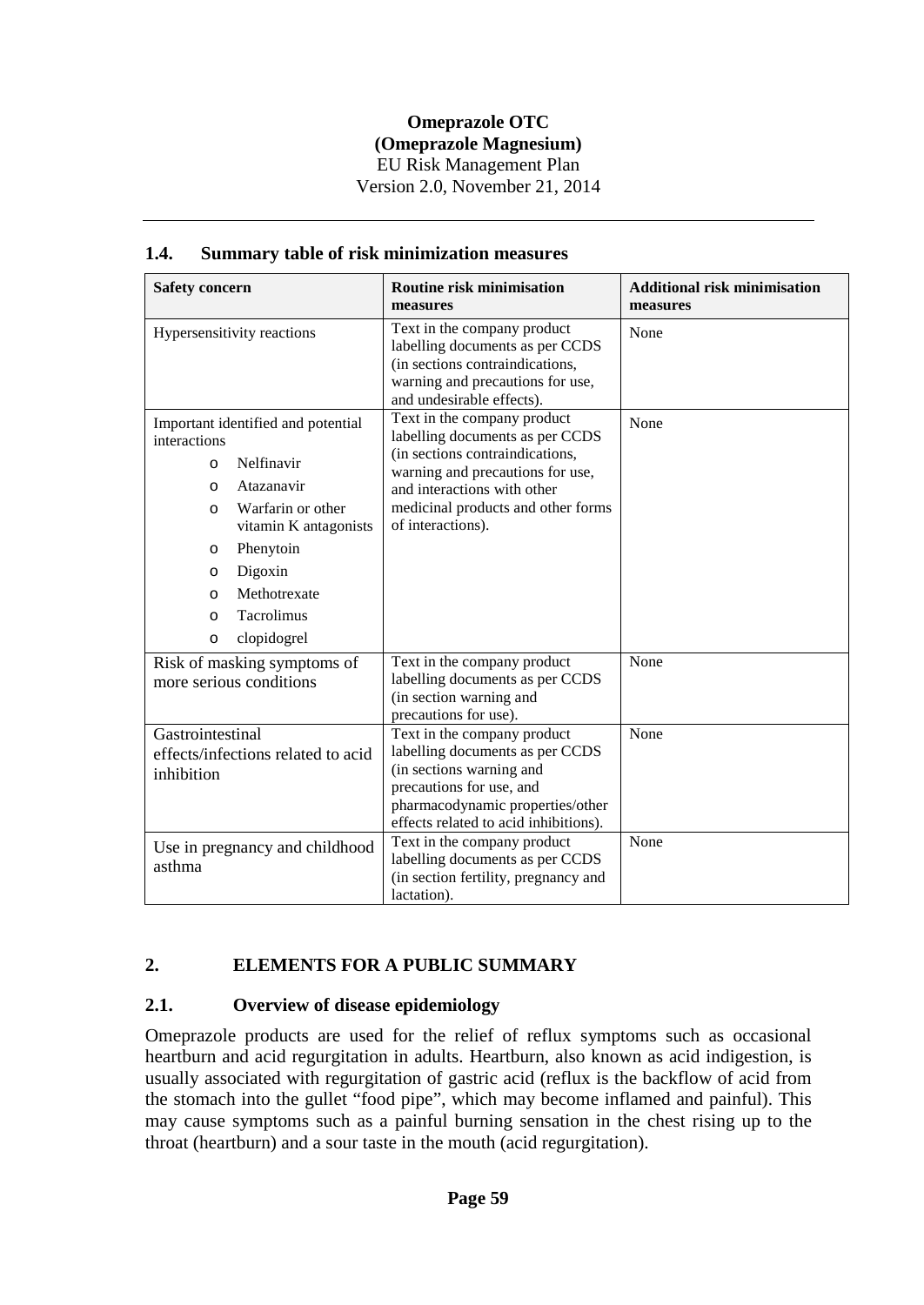## 1.4. Summary table of risk minimization measures

| Safety concern | Routine risk minimisation measures | Additional risk minimisation measures |
|---|---|---|
| Hypersensitivity reactions | Text in the company product labelling documents as per CCDS (in sections contraindications, warning and precautions for use, and undesirable effects). | None |
| Important identified and potential interactions<br>o Nelfinavir<br>o Atazanavir<br>o Warfarin or other vitamin K antagonists<br>o Phenytoin<br>o Digoxin<br>o Methotrexate<br>o Tacrolimus<br>o clopidogrel | Text in the company product labelling documents as per CCDS (in sections contraindications, warning and precautions for use, and interactions with other medicinal products and other forms of interactions). | None |
| Risk of masking symptoms of more serious conditions | Text in the company product labelling documents as per CCDS (in section warning and precautions for use). | None |
| Gastrointestinal effects/infections related to acid inhibition | Text in the company product labelling documents as per CCDS (in sections warning and precautions for use, and pharmacodynamic properties/other effects related to acid inhibitions). | None |
| Use in pregnancy and childhood asthma | Text in the company product labelling documents as per CCDS (in section fertility, pregnancy and lactation). | None |

# 2. ELEMENTS FOR A PUBLIC SUMMARY

## 2.1. Overview of disease epidemiology

Omeprazole products are used for the relief of reflux symptoms such as occasional heartburn and acid regurgitation in adults. Heartburn, also known as acid indigestion, is usually associated with regurgitation of gastric acid (reflux is the backflow of acid from the stomach into the gullet "food pipe", which may become inflamed and painful). This may cause symptoms such as a painful burning sensation in the chest rising up to the throat (heartburn) and a sour taste in the mouth (acid regurgitation).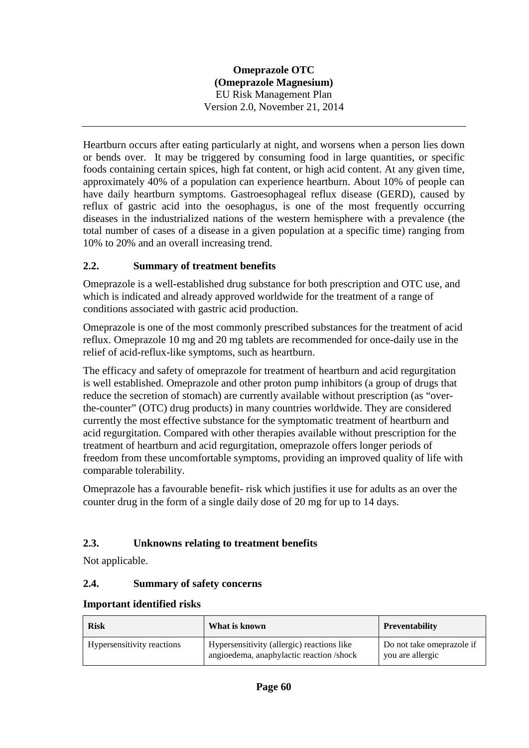Heartburn occurs after eating particularly at night, and worsens when a person lies down or bends over. It may be triggered by consuming food in large quantities, or specific foods containing certain spices, high fat content, or high acid content. At any given time, approximately 40% of a population can experience heartburn. About 10% of people can have daily heartburn symptoms. Gastroesophageal reflux disease (GERD), caused by reflux of gastric acid into the oesophagus, is one of the most frequently occurring diseases in the industrialized nations of the western hemisphere with a prevalence (the total number of cases of a disease in a given population at a specific time) ranging from 10% to 20% and an overall increasing trend.

### 2.2. Summary of treatment benefits

Omeprazole is a well-established drug substance for both prescription and OTC use, and which is indicated and already approved worldwide for the treatment of a range of conditions associated with gastric acid production.

Omeprazole is one of the most commonly prescribed substances for the treatment of acid reflux. Omeprazole 10 mg and 20 mg tablets are recommended for once-daily use in the relief of acid-reflux-like symptoms, such as heartburn.

The efficacy and safety of omeprazole for treatment of heartburn and acid regurgitation is well established. Omeprazole and other proton pump inhibitors (a group of drugs that reduce the secretion of stomach) are currently available without prescription (as "over-the-counter" (OTC) drug products) in many countries worldwide. They are considered currently the most effective substance for the symptomatic treatment of heartburn and acid regurgitation. Compared with other therapies available without prescription for the treatment of heartburn and acid regurgitation, omeprazole offers longer periods of freedom from these uncomfortable symptoms, providing an improved quality of life with comparable tolerability.

Omeprazole has a favourable benefit- risk which justifies it use for adults as an over the counter drug in the form of a single daily dose of 20 mg for up to 14 days.

### 2.3. Unknowns relating to treatment benefits

Not applicable.

### 2.4. Summary of safety concerns

**Important identified risks**

| Risk | What is known | Preventability |
|---|---|---|
| Hypersensitivity reactions | Hypersensitivity (allergic) reactions like angioedema, anaphylactic reaction /shock | Do not take omeprazole if you are allergic |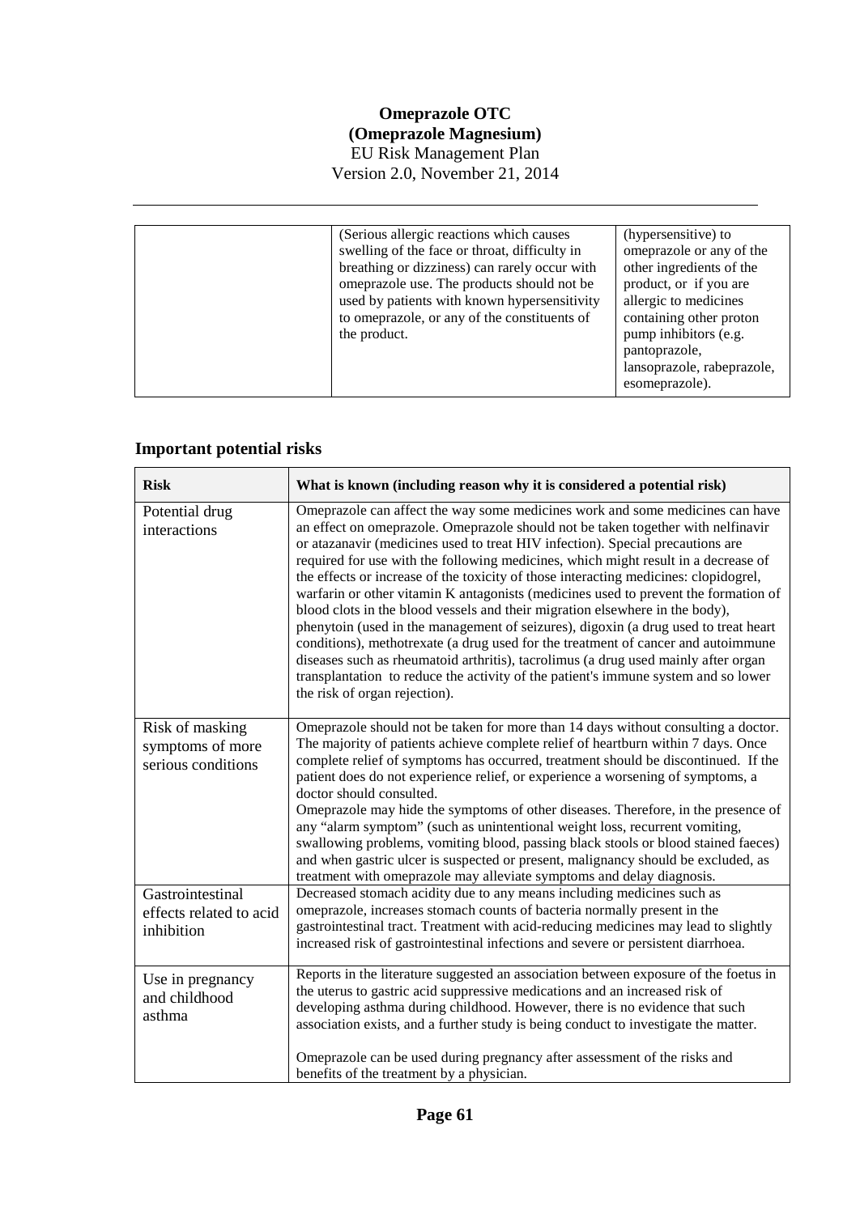| | (Serious allergic reactions which causes swelling of the face or throat, difficulty in breathing or dizziness) can rarely occur with omeprazole use. The products should not be used by patients with known hypersensitivity to omeprazole, or any of the constituents of the product. | (hypersensitive) to omeprazole or any of the other ingredients of the product, or if you are allergic to medicines containing other proton pump inhibitors (e.g. pantoprazole, lansoprazole, rabeprazole, esomeprazole). |
|---|---|---|

## Important potential risks

| Risk | What is known (including reason why it is considered a potential risk) |
|---|---|
| Potential drug interactions | Omeprazole can affect the way some medicines work and some medicines can have an effect on omeprazole. Omeprazole should not be taken together with nelfinavir or atazanavir (medicines used to treat HIV infection). Special precautions are required for use with the following medicines, which might result in a decrease of the effects or increase of the toxicity of those interacting medicines: clopidogrel, warfarin or other vitamin K antagonists (medicines used to prevent the formation of blood clots in the blood vessels and their migration elsewhere in the body), phenytoin (used in the management of seizures), digoxin (a drug used to treat heart conditions), methotrexate (a drug used for the treatment of cancer and autoimmune diseases such as rheumatoid arthritis), tacrolimus (a drug used mainly after organ transplantation to reduce the activity of the patient's immune system and so lower the risk of organ rejection). |
| Risk of masking symptoms of more serious conditions | Omeprazole should not be taken for more than 14 days without consulting a doctor. The majority of patients achieve complete relief of heartburn within 7 days. Once complete relief of symptoms has occurred, treatment should be discontinued. If the patient does do not experience relief, or experience a worsening of symptoms, a doctor should consulted.<br>Omeprazole may hide the symptoms of other diseases. Therefore, in the presence of any "alarm symptom" (such as unintentional weight loss, recurrent vomiting, swallowing problems, vomiting blood, passing black stools or blood stained faeces) and when gastric ulcer is suspected or present, malignancy should be excluded, as treatment with omeprazole may alleviate symptoms and delay diagnosis. |
| Gastrointestinal effects related to acid inhibition | Decreased stomach acidity due to any means including medicines such as omeprazole, increases stomach counts of bacteria normally present in the gastrointestinal tract. Treatment with acid-reducing medicines may lead to slightly increased risk of gastrointestinal infections and severe or persistent diarrhoea. |
| Use in pregnancy and childhood asthma | Reports in the literature suggested an association between exposure of the foetus in the uterus to gastric acid suppressive medications and an increased risk of developing asthma during childhood. However, there is no evidence that such association exists, and a further study is being conduct to investigate the matter.<br><br>Omeprazole can be used during pregnancy after assessment of the risks and benefits of the treatment by a physician. |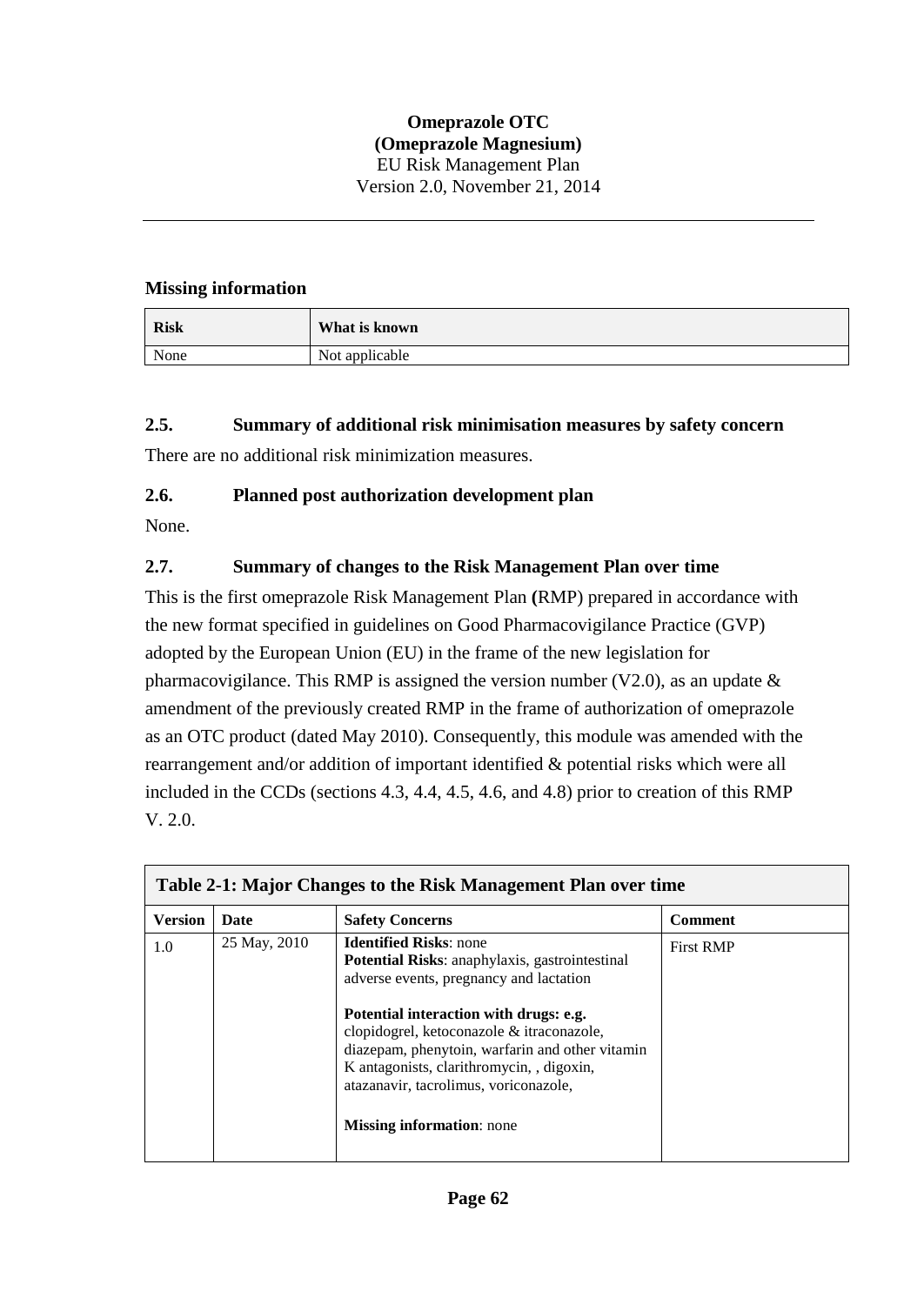**Missing information**

| Risk | What is known |
|---|---|
| None | Not applicable |

## 2.5. Summary of additional risk minimisation measures by safety concern

There are no additional risk minimization measures.

## 2.6. Planned post authorization development plan

None.

## 2.7. Summary of changes to the Risk Management Plan over time

This is the first omeprazole Risk Management Plan **(**RMP) prepared in accordance with the new format specified in guidelines on Good Pharmacovigilance Practice (GVP) adopted by the European Union (EU) in the frame of the new legislation for pharmacovigilance. This RMP is assigned the version number (V2.0), as an update & amendment of the previously created RMP in the frame of authorization of omeprazole as an OTC product (dated May 2010). Consequently, this module was amended with the rearrangement and/or addition of important identified & potential risks which were all included in the CCDs (sections 4.3, 4.4, 4.5, 4.6, and 4.8) prior to creation of this RMP V. 2.0.

**Table 2-1: Major Changes to the Risk Management Plan over time**

| Version | Date | Safety Concerns | Comment |
|---|---|---|---|
| 1.0 | 25 May, 2010 | **Identified Risks**: none<br>**Potential Risks**: anaphylaxis, gastrointestinal adverse events, pregnancy and lactation<br><br>**Potential interaction with drugs: e.g.** clopidogrel, ketoconazole & itraconazole, diazepam, phenytoin, warfarin and other vitamin K antagonists, clarithromycin, , digoxin, atazanavir, tacrolimus, voriconazole,<br><br>**Missing information**: none | First RMP |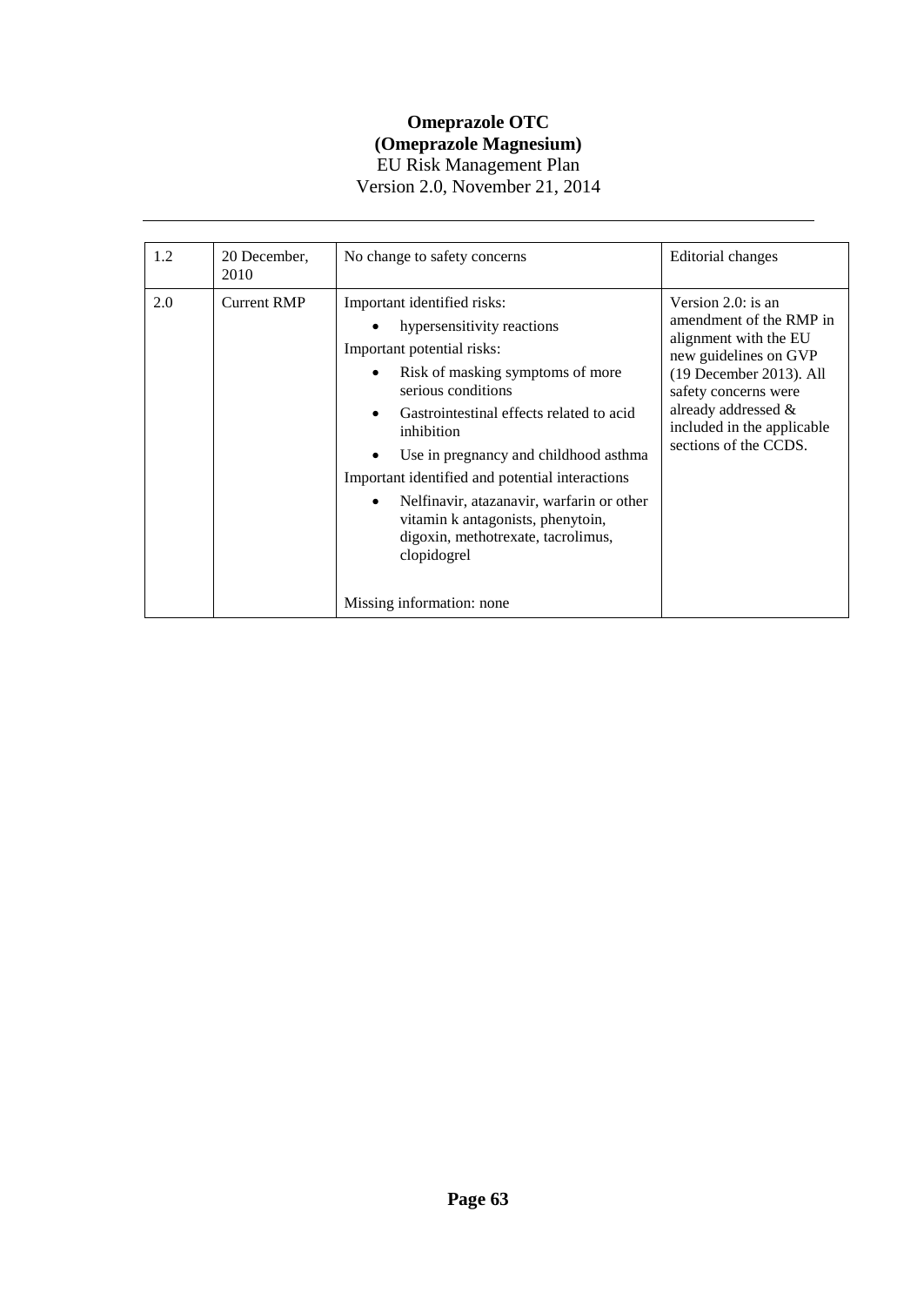| | | | |
|---|---|---|---|
| 1.2 | 20 December, 2010 | No change to safety concerns | Editorial changes |
| 2.0 | Current RMP | Important identified risks:<br>• hypersensitivity reactions<br>Important potential risks:<br>• Risk of masking symptoms of more serious conditions<br>• Gastrointestinal effects related to acid inhibition<br>• Use in pregnancy and childhood asthma<br>Important identified and potential interactions<br>• Nelfinavir, atazanavir, warfarin or other vitamin k antagonists, phenytoin, digoxin, methotrexate, tacrolimus, clopidogrel<br><br>Missing information: none | Version 2.0: is an amendment of the RMP in alignment with the EU new guidelines on GVP (19 December 2013). All safety concerns were already addressed & included in the applicable sections of the CCDS. |